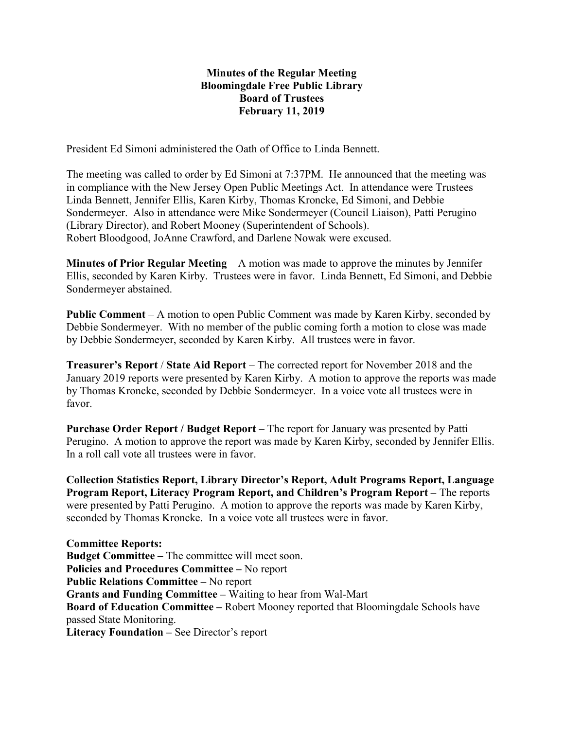**Minutes of the Regular Meeting**
**Bloomingdale Free Public Library**
**Board of Trustees**
**February 11, 2019**

President Ed Simoni administered the Oath of Office to Linda Bennett.

The meeting was called to order by Ed Simoni at 7:37PM. He announced that the meeting was in compliance with the New Jersey Open Public Meetings Act. In attendance were Trustees Linda Bennett, Jennifer Ellis, Karen Kirby, Thomas Kroncke, Ed Simoni, and Debbie Sondermeyer. Also in attendance were Mike Sondermeyer (Council Liaison), Patti Perugino (Library Director), and Robert Mooney (Superintendent of Schools). Robert Bloodgood, JoAnne Crawford, and Darlene Nowak were excused.

**Minutes of Prior Regular Meeting** – A motion was made to approve the minutes by Jennifer Ellis, seconded by Karen Kirby. Trustees were in favor. Linda Bennett, Ed Simoni, and Debbie Sondermeyer abstained.

**Public Comment** – A motion to open Public Comment was made by Karen Kirby, seconded by Debbie Sondermeyer. With no member of the public coming forth a motion to close was made by Debbie Sondermeyer, seconded by Karen Kirby. All trustees were in favor.

**Treasurer's Report** / **State Aid Report** – The corrected report for November 2018 and the January 2019 reports were presented by Karen Kirby. A motion to approve the reports was made by Thomas Kroncke, seconded by Debbie Sondermeyer. In a voice vote all trustees were in favor.

**Purchase Order Report / Budget Report** – The report for January was presented by Patti Perugino. A motion to approve the report was made by Karen Kirby, seconded by Jennifer Ellis. In a roll call vote all trustees were in favor.

**Collection Statistics Report, Library Director's Report, Adult Programs Report, Language Program Report, Literacy Program Report, and Children's Program Report –** The reports were presented by Patti Perugino. A motion to approve the reports was made by Karen Kirby, seconded by Thomas Kroncke. In a voice vote all trustees were in favor.

**Committee Reports:**
**Budget Committee –** The committee will meet soon.
**Policies and Procedures Committee –** No report
**Public Relations Committee –** No report
**Grants and Funding Committee –** Waiting to hear from Wal-Mart
**Board of Education Committee –** Robert Mooney reported that Bloomingdale Schools have passed State Monitoring.
**Literacy Foundation –** See Director's report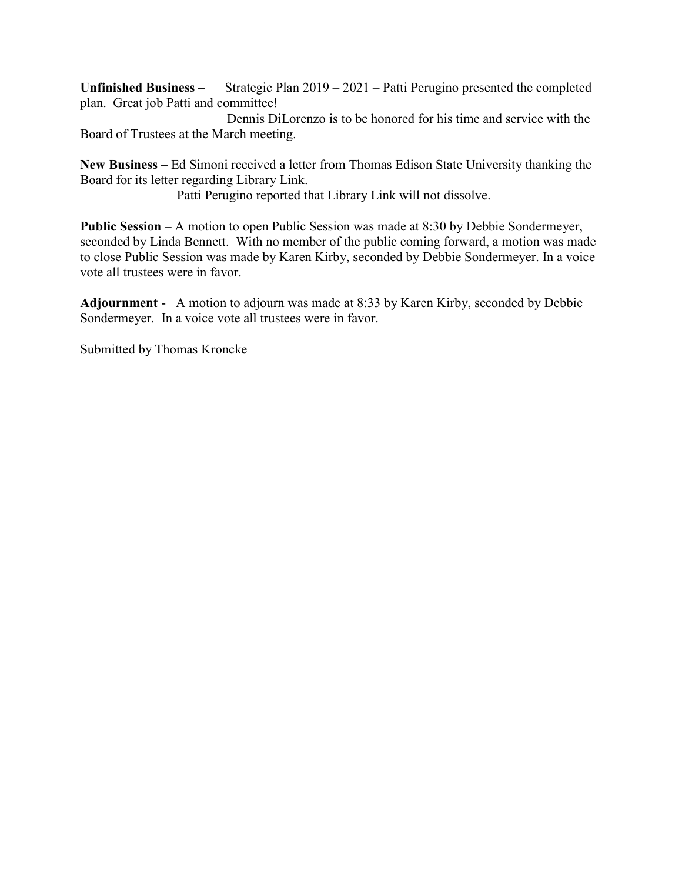**Unfinished Business –** Strategic Plan 2019 – 2021 – Patti Perugino presented the completed plan. Great job Patti and committee!

Dennis DiLorenzo is to be honored for his time and service with the Board of Trustees at the March meeting.

**New Business –** Ed Simoni received a letter from Thomas Edison State University thanking the Board for its letter regarding Library Link.

Patti Perugino reported that Library Link will not dissolve.

**Public Session** – A motion to open Public Session was made at 8:30 by Debbie Sondermeyer, seconded by Linda Bennett. With no member of the public coming forward, a motion was made to close Public Session was made by Karen Kirby, seconded by Debbie Sondermeyer. In a voice vote all trustees were in favor.

**Adjournment** - A motion to adjourn was made at 8:33 by Karen Kirby, seconded by Debbie Sondermeyer. In a voice vote all trustees were in favor.

Submitted by Thomas Kroncke